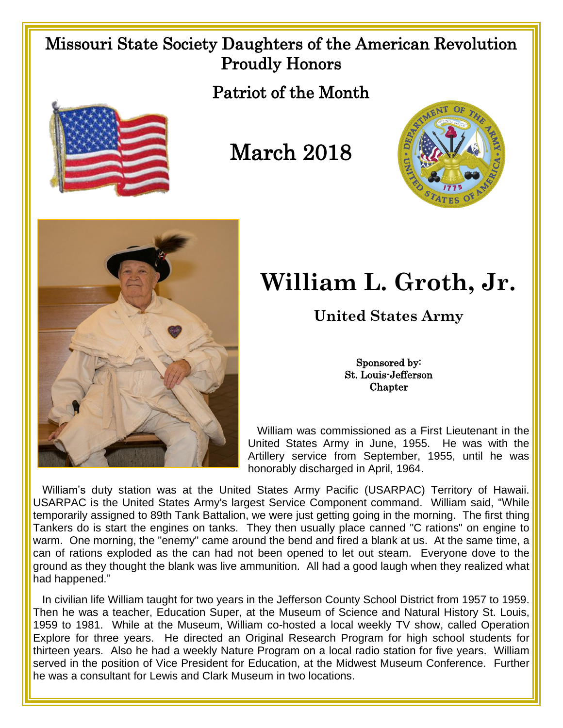# Missouri State Society Daughters of the American Revolution Proudly Honors

## Patriot of the Month

## March 2018

# William L. Groth, Jr.

### United States Army

Sponsored by:
St. Louis-Jefferson Chapter

William was commissioned as a First Lieutenant in the United States Army in June, 1955. He was with the Artillery service from September, 1955, until he was honorably discharged in April, 1964.

William's duty station was at the United States Army Pacific (USARPAC) Territory of Hawaii. USARPAC is the United States Army's largest Service Component command. William said, "While temporarily assigned to 89th Tank Battalion, we were just getting going in the morning. The first thing Tankers do is start the engines on tanks. They then usually place canned "C rations" on engine to warm. One morning, the "enemy" came around the bend and fired a blank at us. At the same time, a can of rations exploded as the can had not been opened to let out steam. Everyone dove to the ground as they thought the blank was live ammunition. All had a good laugh when they realized what had happened."

In civilian life William taught for two years in the Jefferson County School District from 1957 to 1959. Then he was a teacher, Education Super, at the Museum of Science and Natural History St. Louis, 1959 to 1981. While at the Museum, William co-hosted a local weekly TV show, called Operation Explore for three years. He directed an Original Research Program for high school students for thirteen years. Also he had a weekly Nature Program on a local radio station for five years. William served in the position of Vice President for Education, at the Midwest Museum Conference. Further he was a consultant for Lewis and Clark Museum in two locations.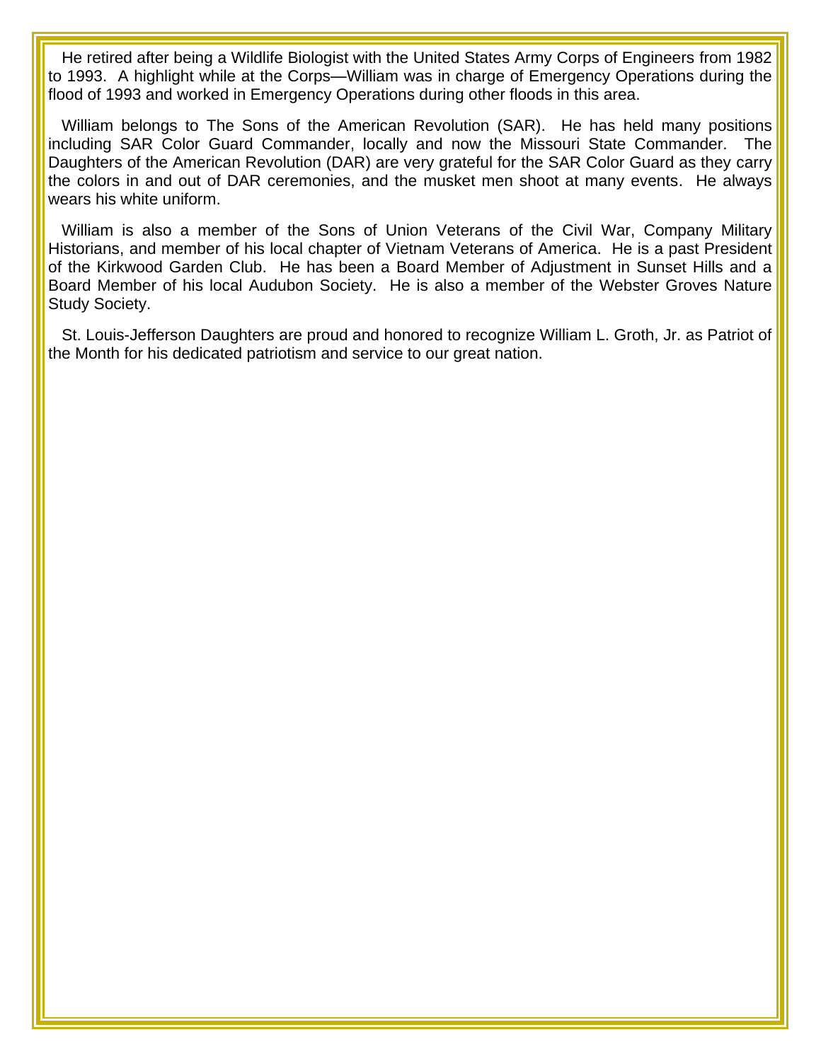He retired after being a Wildlife Biologist with the United States Army Corps of Engineers from 1982 to 1993. A highlight while at the Corps—William was in charge of Emergency Operations during the flood of 1993 and worked in Emergency Operations during other floods in this area.

William belongs to The Sons of the American Revolution (SAR). He has held many positions including SAR Color Guard Commander, locally and now the Missouri State Commander. The Daughters of the American Revolution (DAR) are very grateful for the SAR Color Guard as they carry the colors in and out of DAR ceremonies, and the musket men shoot at many events. He always wears his white uniform.

William is also a member of the Sons of Union Veterans of the Civil War, Company Military Historians, and member of his local chapter of Vietnam Veterans of America. He is a past President of the Kirkwood Garden Club. He has been a Board Member of Adjustment in Sunset Hills and a Board Member of his local Audubon Society. He is also a member of the Webster Groves Nature Study Society.

St. Louis-Jefferson Daughters are proud and honored to recognize William L. Groth, Jr. as Patriot of the Month for his dedicated patriotism and service to our great nation.